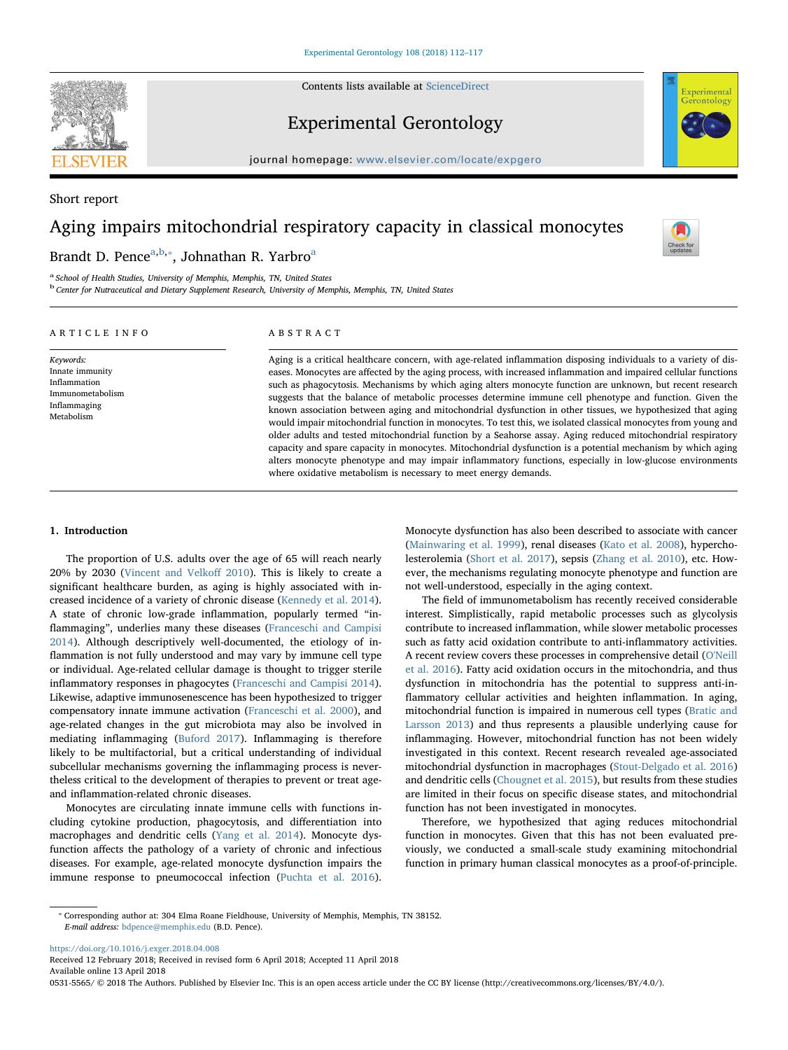Short report

# Aging impairs mitochondrial respiratory capacity in classical monocytes

Brandt D. Pence[a,b,*], Johnathan R. Yarbro[a]

[a] School of Health Studies, University of Memphis, Memphis, TN, United States

[b] Center for Nutraceutical and Dietary Supplement Research, University of Memphis, Memphis, TN, United States

## ARTICLE INFO

*Keywords:*
Innate immunity
Inflammation
Immunometabolism
Inflammaging
Metabolism

## ABSTRACT

Aging is a critical healthcare concern, with age-related inflammation disposing individuals to a variety of diseases. Monocytes are affected by the aging process, with increased inflammation and impaired cellular functions such as phagocytosis. Mechanisms by which aging alters monocyte function are unknown, but recent research suggests that the balance of metabolic processes determine immune cell phenotype and function. Given the known association between aging and mitochondrial dysfunction in other tissues, we hypothesized that aging would impair mitochondrial function in monocytes. To test this, we isolated classical monocytes from young and older adults and tested mitochondrial function by a Seahorse assay. Aging reduced mitochondrial respiratory capacity and spare capacity in monocytes. Mitochondrial dysfunction is a potential mechanism by which aging alters monocyte phenotype and may impair inflammatory functions, especially in low-glucose environments where oxidative metabolism is necessary to meet energy demands.

## 1. Introduction

The proportion of U.S. adults over the age of 65 will reach nearly 20% by 2030 (Vincent and Velkoff 2010). This is likely to create a significant healthcare burden, as aging is highly associated with increased incidence of a variety of chronic disease (Kennedy et al. 2014). A state of chronic low-grade inflammation, popularly termed "inflammaging", underlies many these diseases (Franceschi and Campisi 2014). Although descriptively well-documented, the etiology of inflammation is not fully understood and may vary by immune cell type or individual. Age-related cellular damage is thought to trigger sterile inflammatory responses in phagocytes (Franceschi and Campisi 2014). Likewise, adaptive immunosenescence has been hypothesized to trigger compensatory innate immune activation (Franceschi et al. 2000), and age-related changes in the gut microbiota may also be involved in mediating inflammaging (Buford 2017). Inflammaging is therefore likely to be multifactorial, but a critical understanding of individual subcellular mechanisms governing the inflammaging process is nevertheless critical to the development of therapies to prevent or treat age- and inflammation-related chronic diseases.

Monocytes are circulating innate immune cells with functions including cytokine production, phagocytosis, and differentiation into macrophages and dendritic cells (Yang et al. 2014). Monocyte dysfunction affects the pathology of a variety of chronic and infectious diseases. For example, age-related monocyte dysfunction impairs the immune response to pneumococcal infection (Puchta et al. 2016). Monocyte dysfunction has also been described to associate with cancer (Mainwaring et al. 1999), renal diseases (Kato et al. 2008), hypercholesterolemia (Short et al. 2017), sepsis (Zhang et al. 2010), etc. However, the mechanisms regulating monocyte phenotype and function are not well-understood, especially in the aging context.

The field of immunometabolism has recently received considerable interest. Simplistically, rapid metabolic processes such as glycolysis contribute to increased inflammation, while slower metabolic processes such as fatty acid oxidation contribute to anti-inflammatory activities. A recent review covers these processes in comprehensive detail (O'Neill et al. 2016). Fatty acid oxidation occurs in the mitochondria, and thus dysfunction in mitochondria has the potential to suppress anti-inflammatory cellular activities and heighten inflammation. In aging, mitochondrial function is impaired in numerous cell types (Bratic and Larsson 2013) and thus represents a plausible underlying cause for inflammaging. However, mitochondrial function has not been widely investigated in this context. Recent research revealed age-associated mitochondrial dysfunction in macrophages (Stout-Delgado et al. 2016) and dendritic cells (Chougnet et al. 2015), but results from these studies are limited in their focus on specific disease states, and mitochondrial function has not been investigated in monocytes.

Therefore, we hypothesized that aging reduces mitochondrial function in monocytes. Given that this has not been evaluated previously, we conducted a small-scale study examining mitochondrial function in primary human classical monocytes as a proof-of-principle.

* Corresponding author at: 304 Elma Roane Fieldhouse, University of Memphis, Memphis, TN 38152.
*E-mail address:* bdpence@memphis.edu (B.D. Pence).

https://doi.org/10.1016/j.exger.2018.04.008
Received 12 February 2018; Received in revised form 6 April 2018; Accepted 11 April 2018
Available online 13 April 2018
0531-5565/ © 2018 The Authors. Published by Elsevier Inc. This is an open access article under the CC BY license (http://creativecommons.org/licenses/BY/4.0/).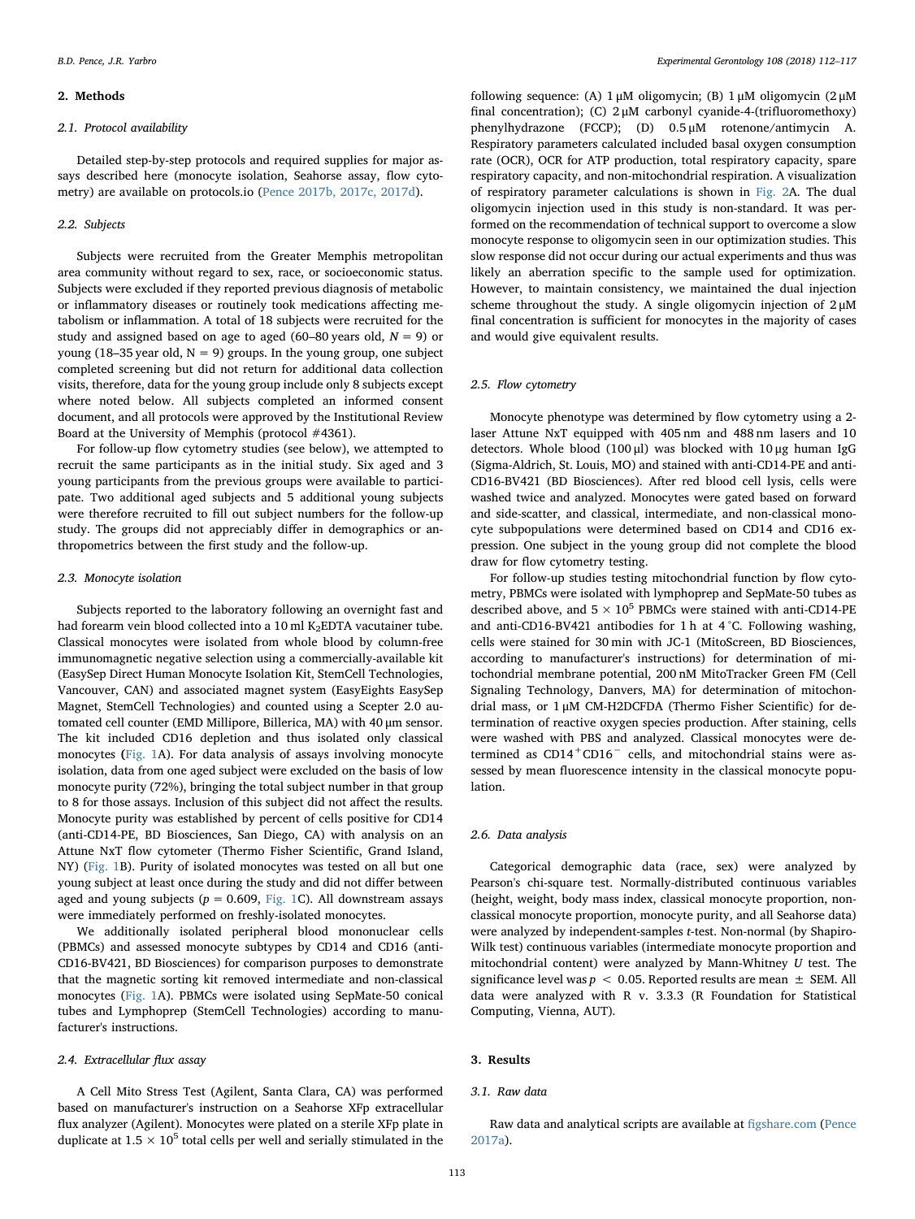## 2. Methods

### 2.1. Protocol availability

Detailed step-by-step protocols and required supplies for major assays described here (monocyte isolation, Seahorse assay, flow cytometry) are available on protocols.io (Pence 2017b, 2017c, 2017d).

### 2.2. Subjects

Subjects were recruited from the Greater Memphis metropolitan area community without regard to sex, race, or socioeconomic status. Subjects were excluded if they reported previous diagnosis of metabolic or inflammatory diseases or routinely took medications affecting metabolism or inflammation. A total of 18 subjects were recruited for the study and assigned based on age to aged (60–80 years old, $N = 9$) or young (18–35 year old, $N = 9$) groups. In the young group, one subject completed screening but did not return for additional data collection visits, therefore, data for the young group include only 8 subjects except where noted below. All subjects completed an informed consent document, and all protocols were approved by the Institutional Review Board at the University of Memphis (protocol #4361).

For follow-up flow cytometry studies (see below), we attempted to recruit the same participants as in the initial study. Six aged and 3 young participants from the previous groups were available to participate. Two additional aged subjects and 5 additional young subjects were therefore recruited to fill out subject numbers for the follow-up study. The groups did not appreciably differ in demographics or anthropometrics between the first study and the follow-up.

### 2.3. Monocyte isolation

Subjects reported to the laboratory following an overnight fast and had forearm vein blood collected into a 10 ml $K_2$EDTA vacutainer tube. Classical monocytes were isolated from whole blood by column-free immunomagnetic negative selection using a commercially-available kit (EasySep Direct Human Monocyte Isolation Kit, StemCell Technologies, Vancouver, CAN) and associated magnet system (EasyEights EasySep Magnet, StemCell Technologies) and counted using a Scepter 2.0 automated cell counter (EMD Millipore, Billerica, MA) with 40 μm sensor. The kit included CD16 depletion and thus isolated only classical monocytes (Fig. 1A). For data analysis of assays involving monocyte isolation, data from one aged subject were excluded on the basis of low monocyte purity (72%), bringing the total subject number in that group to 8 for those assays. Inclusion of this subject did not affect the results. Monocyte purity was established by percent of cells positive for CD14 (anti-CD14-PE, BD Biosciences, San Diego, CA) with analysis on an Attune NxT flow cytometer (Thermo Fisher Scientific, Grand Island, NY) (Fig. 1B). Purity of isolated monocytes was tested on all but one young subject at least once during the study and did not differ between aged and young subjects ($p = 0.609$, Fig. 1C). All downstream assays were immediately performed on freshly-isolated monocytes.

We additionally isolated peripheral blood mononuclear cells (PBMCs) and assessed monocyte subtypes by CD14 and CD16 (anti-CD16-BV421, BD Biosciences) for comparison purposes to demonstrate that the magnetic sorting kit removed intermediate and non-classical monocytes (Fig. 1A). PBMCs were isolated using SepMate-50 conical tubes and Lymphoprep (StemCell Technologies) according to manufacturer's instructions.

### 2.4. Extracellular flux assay

A Cell Mito Stress Test (Agilent, Santa Clara, CA) was performed based on manufacturer's instruction on a Seahorse XFp extracellular flux analyzer (Agilent). Monocytes were plated on a sterile XFp plate in duplicate at $1.5 \times 10^5$ total cells per well and serially stimulated in the following sequence: (A) 1 μM oligomycin; (B) 1 μM oligomycin (2 μM final concentration); (C) 2 μM carbonyl cyanide-4-(trifluoromethoxy) phenylhydrazone (FCCP); (D) 0.5 μM rotenone/antimycin A. Respiratory parameters calculated included basal oxygen consumption rate (OCR), OCR for ATP production, total respiratory capacity, spare respiratory capacity, and non-mitochondrial respiration. A visualization of respiratory parameter calculations is shown in Fig. 2A. The dual oligomycin injection used in this study is non-standard. It was performed on the recommendation of technical support to overcome a slow monocyte response to oligomycin seen in our optimization studies. This slow response did not occur during our actual experiments and thus was likely an aberration specific to the sample used for optimization. However, to maintain consistency, we maintained the dual injection scheme throughout the study. A single oligomycin injection of 2 μM final concentration is sufficient for monocytes in the majority of cases and would give equivalent results.

### 2.5. Flow cytometry

Monocyte phenotype was determined by flow cytometry using a 2-laser Attune NxT equipped with 405 nm and 488 nm lasers and 10 detectors. Whole blood (100 μl) was blocked with 10 μg human IgG (Sigma-Aldrich, St. Louis, MO) and stained with anti-CD14-PE and anti-CD16-BV421 (BD Biosciences). After red blood cell lysis, cells were washed twice and analyzed. Monocytes were gated based on forward and side-scatter, and classical, intermediate, and non-classical monocyte subpopulations were determined based on CD14 and CD16 expression. One subject in the young group did not complete the blood draw for flow cytometry testing.

For follow-up studies testing mitochondrial function by flow cytometry, PBMCs were isolated with lymphoprep and SepMate-50 tubes as described above, and $5 \times 10^5$ PBMCs were stained with anti-CD14-PE and anti-CD16-BV421 antibodies for 1 h at 4 °C. Following washing, cells were stained for 30 min with JC-1 (MitoScreen, BD Biosciences, according to manufacturer's instructions) for determination of mitochondrial membrane potential, 200 nM MitoTracker Green FM (Cell Signaling Technology, Danvers, MA) for determination of mitochondrial mass, or 1 μM CM-H2DCFDA (Thermo Fisher Scientific) for determination of reactive oxygen species production. After staining, cells were washed with PBS and analyzed. Classical monocytes were determined as $CD14^+CD16^-$ cells, and mitochondrial stains were assessed by mean fluorescence intensity in the classical monocyte population.

### 2.6. Data analysis

Categorical demographic data (race, sex) were analyzed by Pearson's chi-square test. Normally-distributed continuous variables (height, weight, body mass index, classical monocyte proportion, non-classical monocyte proportion, monocyte purity, and all Seahorse data) were analyzed by independent-samples *t*-test. Non-normal (by Shapiro-Wilk test) continuous variables (intermediate monocyte proportion and mitochondrial content) were analyzed by Mann-Whitney *U* test. The significance level was $p < 0.05$. Reported results are mean ± SEM. All data were analyzed with R v. 3.3.3 (R Foundation for Statistical Computing, Vienna, AUT).

## 3. Results

### 3.1. Raw data

Raw data and analytical scripts are available at figshare.com (Pence 2017a).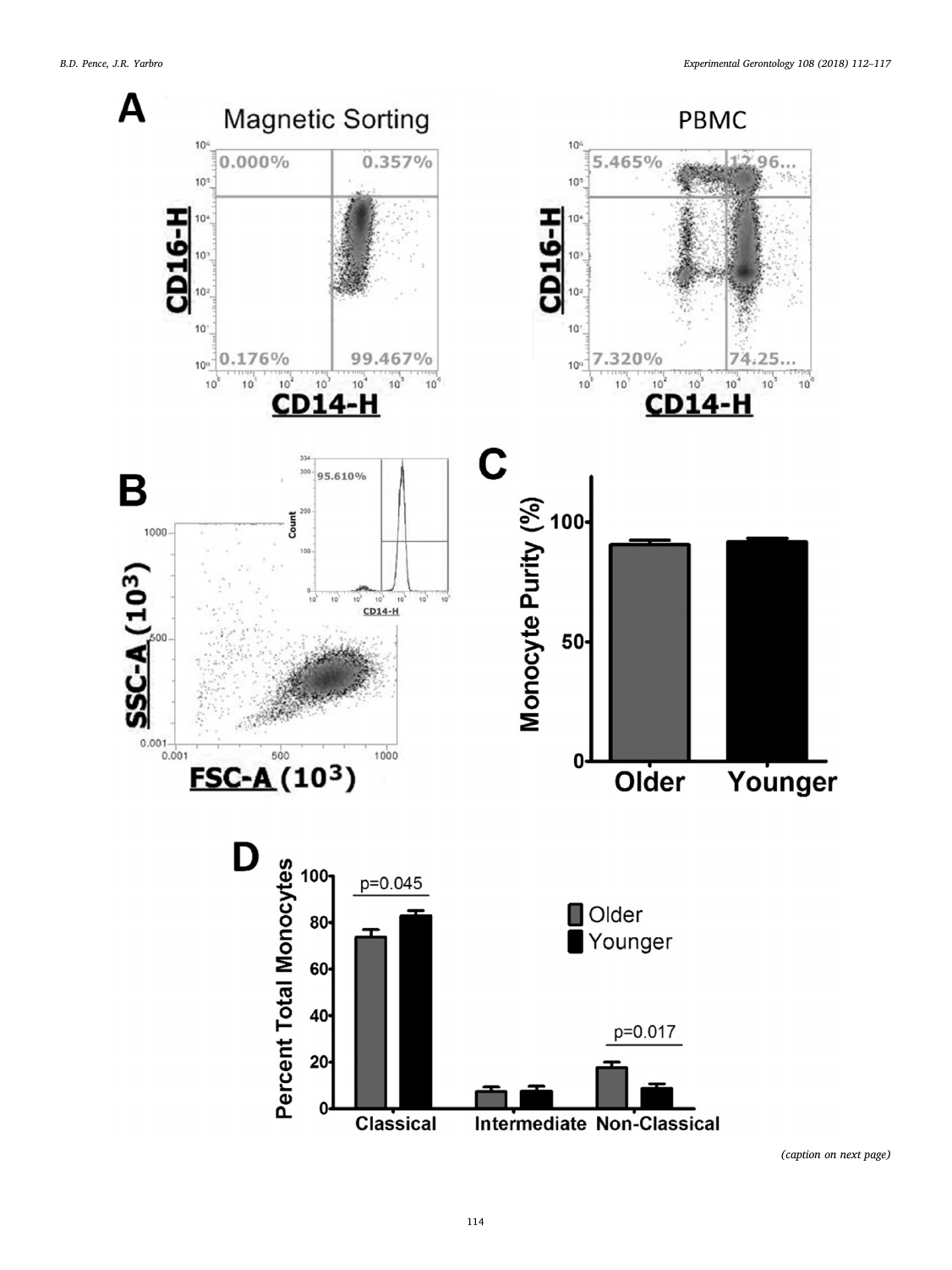*(caption on next page)*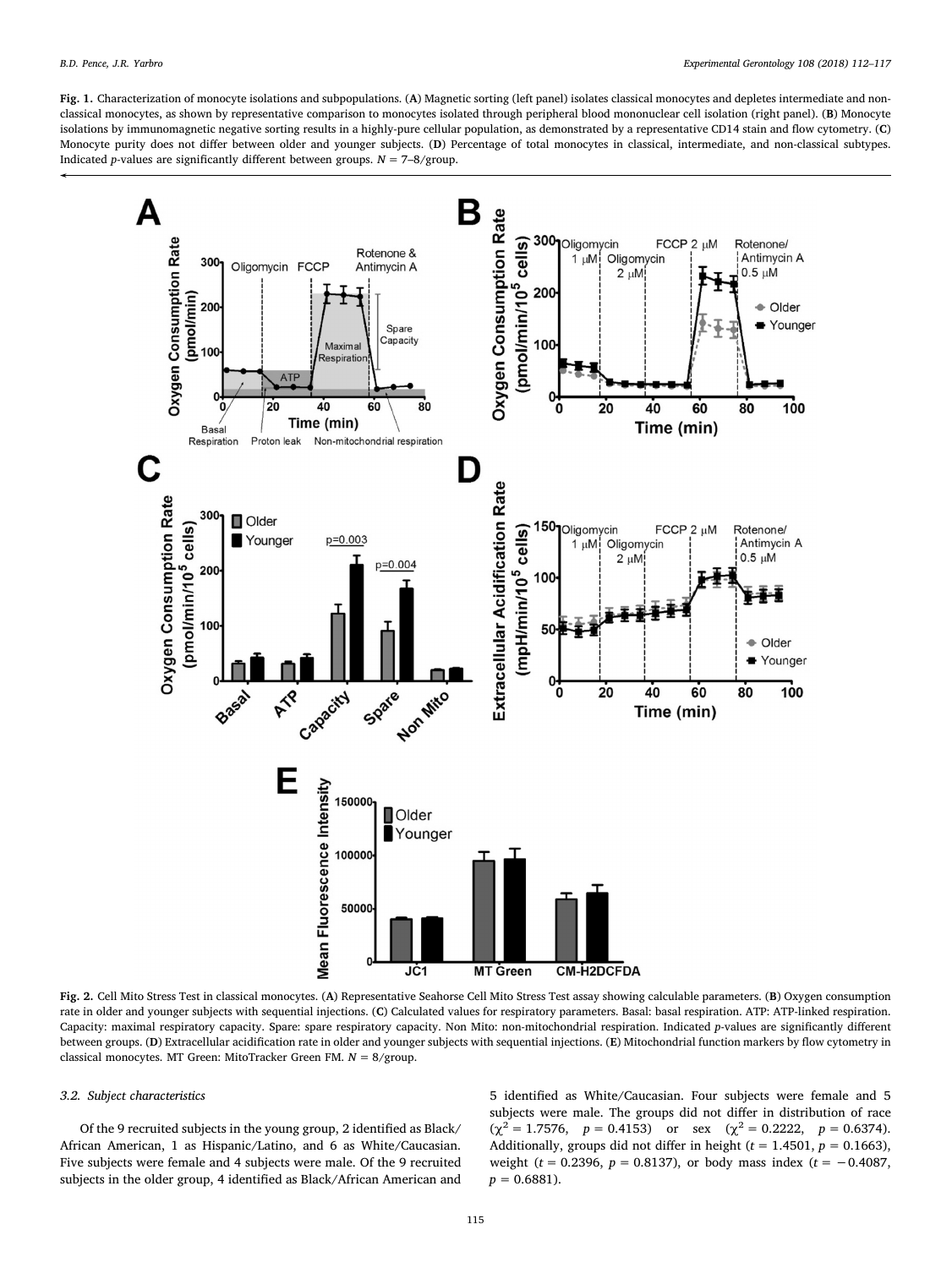**Fig. 1.** Characterization of monocyte isolations and subpopulations. (**A**) Magnetic sorting (left panel) isolates classical monocytes and depletes intermediate and non-classical monocytes, as shown by representative comparison to monocytes isolated through peripheral blood mononuclear cell isolation (right panel). (**B**) Monocyte isolations by immunomagnetic negative sorting results in a highly-pure cellular population, as demonstrated by a representative CD14 stain and flow cytometry. (**C**) Monocyte purity does not differ between older and younger subjects. (**D**) Percentage of total monocytes in classical, intermediate, and non-classical subtypes. Indicated *p*-values are significantly different between groups. *N* = 7–8/group.

**Fig. 2.** Cell Mito Stress Test in classical monocytes. (**A**) Representative Seahorse Cell Mito Stress Test assay showing calculable parameters. (**B**) Oxygen consumption rate in older and younger subjects with sequential injections. (**C**) Calculated values for respiratory parameters. Basal: basal respiration. ATP: ATP-linked respiration. Capacity: maximal respiratory capacity. Spare: spare respiratory capacity. Non Mito: non-mitochondrial respiration. Indicated *p*-values are significantly different between groups. (**D**) Extracellular acidification rate in older and younger subjects with sequential injections. (**E**) Mitochondrial function markers by flow cytometry in classical monocytes. MT Green: MitoTracker Green FM. *N* = 8/group.

### 3.2. Subject characteristics

Of the 9 recruited subjects in the young group, 2 identified as Black/African American, 1 as Hispanic/Latino, and 6 as White/Caucasian. Five subjects were female and 4 subjects were male. Of the 9 recruited subjects in the older group, 4 identified as Black/African American and 5 identified as White/Caucasian. Four subjects were female and 5 subjects were male. The groups did not differ in distribution of race ($\chi^2 = 1.7576$, $p = 0.4153$) or sex ($\chi^2 = 0.2222$, $p = 0.6374$). Additionally, groups did not differ in height ($t = 1.4501$, $p = 0.1663$), weight ($t = 0.2396$, $p = 0.8137$), or body mass index ($t = -0.4087$, $p = 0.6881$).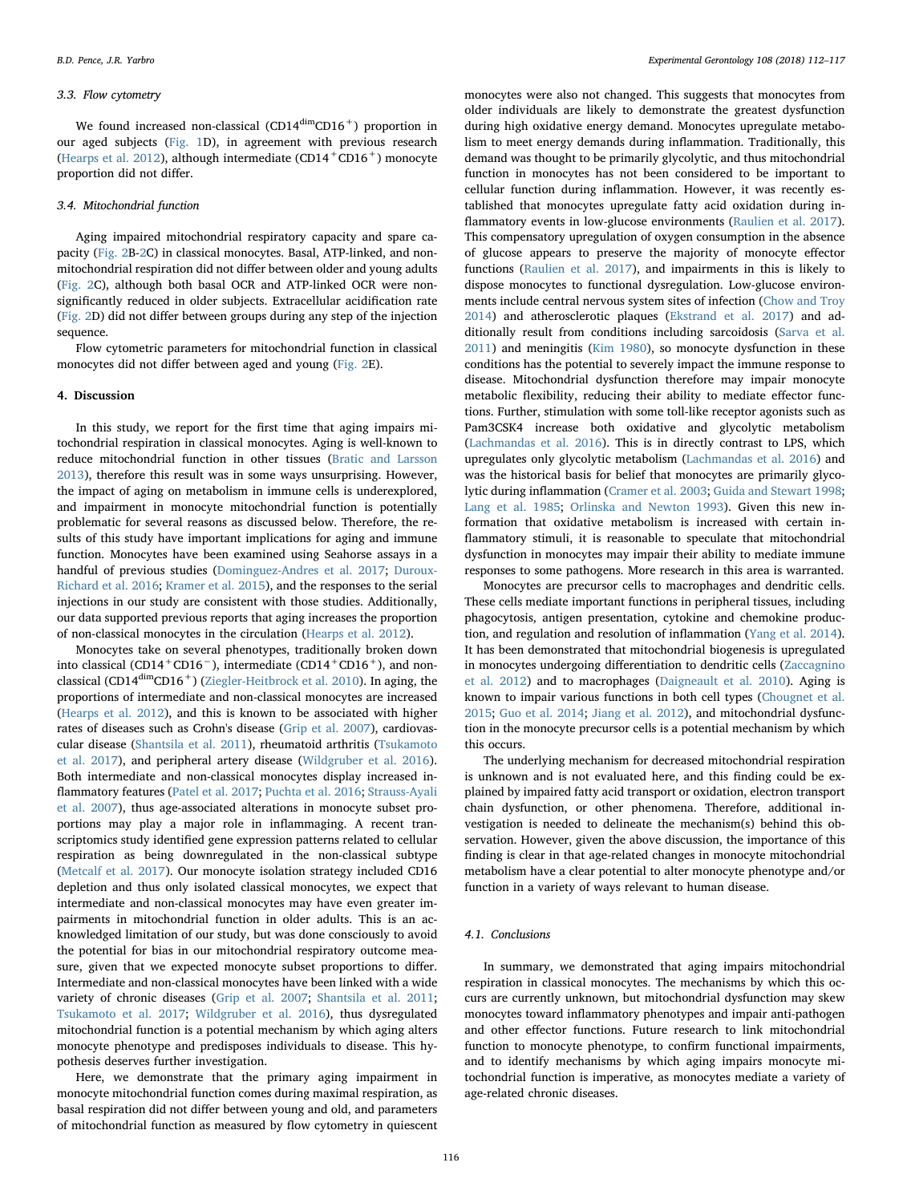### 3.3. Flow cytometry

We found increased non-classical ($CD14^{dim}CD16^{+}$) proportion in our aged subjects (Fig. 1D), in agreement with previous research (Hearps et al. 2012), although intermediate ($CD14^{+}CD16^{+}$) monocyte proportion did not differ.

### 3.4. Mitochondrial function

Aging impaired mitochondrial respiratory capacity and spare capacity (Fig. 2B-2C) in classical monocytes. Basal, ATP-linked, and non-mitochondrial respiration did not differ between older and young adults (Fig. 2C), although both basal OCR and ATP-linked OCR were non-significantly reduced in older subjects. Extracellular acidification rate (Fig. 2D) did not differ between groups during any step of the injection sequence.

Flow cytometric parameters for mitochondrial function in classical monocytes did not differ between aged and young (Fig. 2E).

## 4. Discussion

In this study, we report for the first time that aging impairs mitochondrial respiration in classical monocytes. Aging is well-known to reduce mitochondrial function in other tissues (Bratic and Larsson 2013), therefore this result was in some ways unsurprising. However, the impact of aging on metabolism in immune cells is underexplored, and impairment in monocyte mitochondrial function is potentially problematic for several reasons as discussed below. Therefore, the results of this study have important implications for aging and immune function. Monocytes have been examined using Seahorse assays in a handful of previous studies (Dominguez-Andres et al. 2017; Duroux-Richard et al. 2016; Kramer et al. 2015), and the responses to the serial injections in our study are consistent with those studies. Additionally, our data supported previous reports that aging increases the proportion of non-classical monocytes in the circulation (Hearps et al. 2012).

Monocytes take on several phenotypes, traditionally broken down into classical ($CD14^{+}CD16^{-}$), intermediate ($CD14^{+}CD16^{+}$), and non-classical ($CD14^{dim}CD16^{+}$) (Ziegler-Heitbrock et al. 2010). In aging, the proportions of intermediate and non-classical monocytes are increased (Hearps et al. 2012), and this is known to be associated with higher rates of diseases such as Crohn's disease (Grip et al. 2007), cardiovascular disease (Shantsila et al. 2011), rheumatoid arthritis (Tsukamoto et al. 2017), and peripheral artery disease (Wildgruber et al. 2016). Both intermediate and non-classical monocytes display increased inflammatory features (Patel et al. 2017; Puchta et al. 2016; Strauss-Ayali et al. 2007), thus age-associated alterations in monocyte subset proportions may play a major role in inflammaging. A recent transcriptomics study identified gene expression patterns related to cellular respiration as being downregulated in the non-classical subtype (Metcalf et al. 2017). Our monocyte isolation strategy included CD16 depletion and thus only isolated classical monocytes, we expect that intermediate and non-classical monocytes may have even greater impairments in mitochondrial function in older adults. This is an acknowledged limitation of our study, but was done consciously to avoid the potential for bias in our mitochondrial respiratory outcome measure, given that we expected monocyte subset proportions to differ. Intermediate and non-classical monocytes have been linked with a wide variety of chronic diseases (Grip et al. 2007; Shantsila et al. 2011; Tsukamoto et al. 2017; Wildgruber et al. 2016), thus dysregulated mitochondrial function is a potential mechanism by which aging alters monocyte phenotype and predisposes individuals to disease. This hypothesis deserves further investigation.

Here, we demonstrate that the primary aging impairment in monocyte mitochondrial function comes during maximal respiration, as basal respiration did not differ between young and old, and parameters of mitochondrial function as measured by flow cytometry in quiescent monocytes were also not changed. This suggests that monocytes from older individuals are likely to demonstrate the greatest dysfunction during high oxidative energy demand. Monocytes upregulate metabolism to meet energy demands during inflammation. Traditionally, this demand was thought to be primarily glycolytic, and thus mitochondrial function in monocytes has not been considered to be important to cellular function during inflammation. However, it was recently established that monocytes upregulate fatty acid oxidation during inflammatory events in low-glucose environments (Raulien et al. 2017). This compensatory upregulation of oxygen consumption in the absence of glucose appears to preserve the majority of monocyte effector functions (Raulien et al. 2017), and impairments in this is likely to dispose monocytes to functional dysregulation. Low-glucose environments include central nervous system sites of infection (Chow and Troy 2014) and atherosclerotic plaques (Ekstrand et al. 2017) and additionally result from conditions including sarcoidosis (Sarva et al. 2011) and meningitis (Kim 1980), so monocyte dysfunction in these conditions has the potential to severely impact the immune response to disease. Mitochondrial dysfunction therefore may impair monocyte metabolic flexibility, reducing their ability to mediate effector functions. Further, stimulation with some toll-like receptor agonists such as Pam3CSK4 increase both oxidative and glycolytic metabolism (Lachmandas et al. 2016). This is in directly contrast to LPS, which upregulates only glycolytic metabolism (Lachmandas et al. 2016) and was the historical basis for belief that monocytes are primarily glycolytic during inflammation (Cramer et al. 2003; Guida and Stewart 1998; Lang et al. 1985; Orlinska and Newton 1993). Given this new information that oxidative metabolism is increased with certain inflammatory stimuli, it is reasonable to speculate that mitochondrial dysfunction in monocytes may impair their ability to mediate immune responses to some pathogens. More research in this area is warranted.

Monocytes are precursor cells to macrophages and dendritic cells. These cells mediate important functions in peripheral tissues, including phagocytosis, antigen presentation, cytokine and chemokine production, and regulation and resolution of inflammation (Yang et al. 2014). It has been demonstrated that mitochondrial biogenesis is upregulated in monocytes undergoing differentiation to dendritic cells (Zaccagnino et al. 2012) and to macrophages (Daigneault et al. 2010). Aging is known to impair various functions in both cell types (Chougnet et al. 2015; Guo et al. 2014; Jiang et al. 2012), and mitochondrial dysfunction in the monocyte precursor cells is a potential mechanism by which this occurs.

The underlying mechanism for decreased mitochondrial respiration is unknown and is not evaluated here, and this finding could be explained by impaired fatty acid transport or oxidation, electron transport chain dysfunction, or other phenomena. Therefore, additional investigation is needed to delineate the mechanism(s) behind this observation. However, given the above discussion, the importance of this finding is clear in that age-related changes in monocyte mitochondrial metabolism have a clear potential to alter monocyte phenotype and/or function in a variety of ways relevant to human disease.

### 4.1. Conclusions

In summary, we demonstrated that aging impairs mitochondrial respiration in classical monocytes. The mechanisms by which this occurs are currently unknown, but mitochondrial dysfunction may skew monocytes toward inflammatory phenotypes and impair anti-pathogen and other effector functions. Future research to link mitochondrial function to monocyte phenotype, to confirm functional impairments, and to identify mechanisms by which aging impairs monocyte mitochondrial function is imperative, as monocytes mediate a variety of age-related chronic diseases.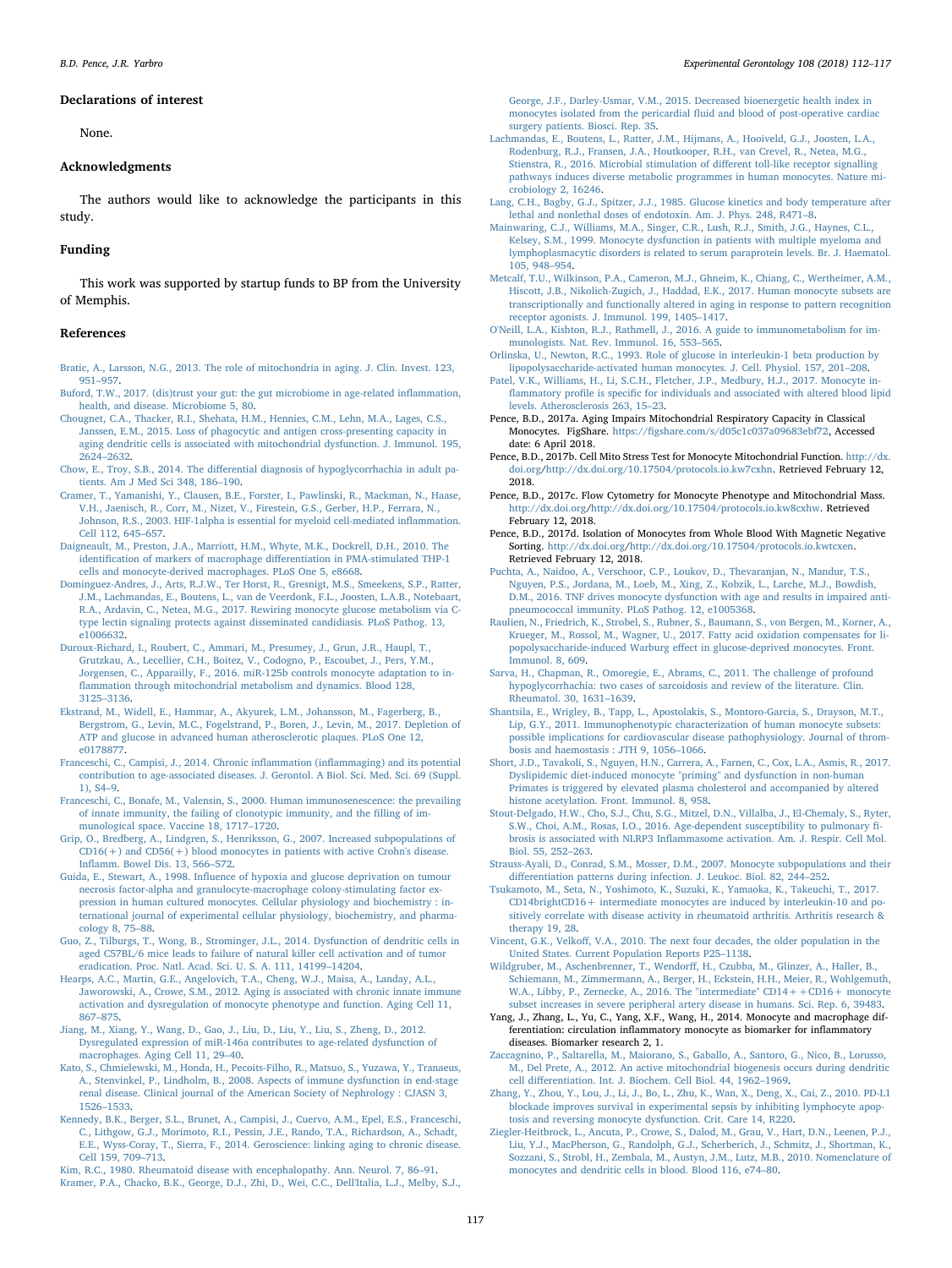## Declarations of interest

None.

## Acknowledgments

The authors would like to acknowledge the participants in this study.

## Funding

This work was supported by startup funds to BP from the University of Memphis.

## References

Bratic, A., Larsson, N.G., 2013. The role of mitochondria in aging. J. Clin. Invest. 123, 951–957.

Buford, T.W., 2017. (dis)trust your gut: the gut microbiome in age-related inflammation, health, and disease. Microbiome 5, 80.

Chougnet, C.A., Thacker, R.I., Shehata, H.M., Hennies, C.M., Lehn, M.A., Lages, C.S., Janssen, E.M., 2015. Loss of phagocytic and antigen cross-presenting capacity in aging dendritic cells is associated with mitochondrial dysfunction. J. Immunol. 195, 2624–2632.

Chow, E., Troy, S.B., 2014. The differential diagnosis of hypoglycorrhachia in adult patients. Am J Med Sci 348, 186–190.

Cramer, T., Yamanishi, Y., Clausen, B.E., Forster, I., Pawlinski, R., Mackman, N., Haase, V.H., Jaenisch, R., Corr, M., Nizet, V., Firestein, G.S., Gerber, H.P., Ferrara, N., Johnson, R.S., 2003. HIF-1alpha is essential for myeloid cell-mediated inflammation. Cell 112, 645–657.

Daigneault, M., Preston, J.A., Marriott, H.M., Whyte, M.K., Dockrell, D.H., 2010. The identification of markers of macrophage differentiation in PMA-stimulated THP-1 cells and monocyte-derived macrophages. PLoS One 5, e8668.

Dominguez-Andres, J., Arts, R.J.W., Ter Horst, R., Gresnigt, M.S., Smeekens, S.P., Ratter, J.M., Lachmandas, E., Boutens, L., van de Veerdonk, F.L., Joosten, L.A.B., Notebaart, R.A., Ardavin, C., Netea, M.G., 2017. Rewiring monocyte glucose metabolism via C-type lectin signaling protects against disseminated candidiasis. PLoS Pathog. 13, e1006632.

Duroux-Richard, I., Roubert, C., Ammari, M., Presumey, J., Grun, J.R., Haupl, T., Grutzkau, A., Lecellier, C.H., Boitez, V., Codogno, P., Escoubet, J., Pers, Y.M., Jorgensen, C., Apparailly, F., 2016. miR-125b controls monocyte adaptation to inflammation through mitochondrial metabolism and dynamics. Blood 128, 3125–3136.

Ekstrand, M., Widell, E., Hammar, A., Akyurek, L.M., Johansson, M., Fagerberg, B., Bergstrom, G., Levin, M.C., Fogelstrand, P., Boren, J., Levin, M., 2017. Depletion of ATP and glucose in advanced human atherosclerotic plaques. PLoS One 12, e0178877.

Franceschi, C., Campisi, J., 2014. Chronic inflammation (inflammaging) and its potential contribution to age-associated diseases. J. Gerontol. A Biol. Sci. Med. Sci. 69 (Suppl. 1), S4–9.

Franceschi, C., Bonafe, M., Valensin, S., 2000. Human immunosenescence: the prevailing of innate immunity, the failing of clonotypic immunity, and the filling of immunological space. Vaccine 18, 1717–1720.

Grip, O., Bredberg, A., Lindgren, S., Henriksson, G., 2007. Increased subpopulations of CD16(+) and CD56(+) blood monocytes in patients with active Crohn's disease. Inflamm. Bowel Dis. 13, 566–572.

Guida, E., Stewart, A., 1998. Influence of hypoxia and glucose deprivation on tumour necrosis factor-alpha and granulocyte-macrophage colony-stimulating factor expression in human cultured monocytes. Cellular physiology and biochemistry : international journal of experimental cellular physiology, biochemistry, and pharmacology 8, 75–88.

Guo, Z., Tilburgs, T., Wong, B., Strominger, J.L., 2014. Dysfunction of dendritic cells in aged C57BL/6 mice leads to failure of natural killer cell activation and of tumor eradication. Proc. Natl. Acad. Sci. U. S. A. 111, 14199–14204.

Hearps, A.C., Martin, G.E., Angelovich, T.A., Cheng, W.J., Maisa, A., Landay, A.L., Jaworowski, A., Crowe, S.M., 2012. Aging is associated with chronic innate immune activation and dysregulation of monocyte phenotype and function. Aging Cell 11, 867–875.

Jiang, M., Xiang, Y., Wang, D., Gao, J., Liu, D., Liu, Y., Liu, S., Zheng, D., 2012. Dysregulated expression of miR-146a contributes to age-related dysfunction of macrophages. Aging Cell 11, 29–40.

Kato, S., Chmielewski, M., Honda, H., Pecoits-Filho, R., Matsuo, S., Yuzawa, Y., Tranaeus, A., Stenvinkel, P., Lindholm, B., 2008. Aspects of immune dysfunction in end-stage renal disease. Clinical journal of the American Society of Nephrology : CJASN 3, 1526–1533.

Kennedy, B.K., Berger, S.L., Brunet, A., Campisi, J., Cuervo, A.M., Epel, E.S., Franceschi, C., Lithgow, G.J., Morimoto, R.I., Pessin, J.E., Rando, T.A., Richardson, A., Schadt, E.E., Wyss-Coray, T., Sierra, F., 2014. Geroscience: linking aging to chronic disease. Cell 159, 709–713.

Kim, R.C., 1980. Rheumatoid disease with encephalopathy. Ann. Neurol. 7, 86–91.

Kramer, P.A., Chacko, B.K., George, D.J., Zhi, D., Wei, C.C., Dell'Italia, L.J., Melby, S.J., George, J.F., Darley-Usmar, V.M., 2015. Decreased bioenergetic health index in monocytes isolated from the pericardial fluid and blood of post-operative cardiac surgery patients. Biosci. Rep. 35.

Lachmandas, E., Boutens, L., Ratter, J.M., Hijmans, A., Hooiveld, G.J., Joosten, L.A., Rodenburg, R.J., Fransen, J.A., Houtkooper, R.H., van Crevel, R., Netea, M.G., Stienstra, R., 2016. Microbial stimulation of different toll-like receptor signalling pathways induces diverse metabolic programmes in human monocytes. Nature microbiology 2, 16246.

Lang, C.H., Bagby, G.J., Spitzer, J.J., 1985. Glucose kinetics and body temperature after lethal and nonlethal doses of endotoxin. Am. J. Phys. 248, R471–8.

Mainwaring, C.J., Williams, M.A., Singer, C.R., Lush, R.J., Smith, J.G., Haynes, C.L., Kelsey, S.M., 1999. Monocyte dysfunction in patients with multiple myeloma and lymphoplasmacytic disorders is related to serum paraprotein levels. Br. J. Haematol. 105, 948–954.

Metcalf, T.U., Wilkinson, P.A., Cameron, M.J., Ghneim, K., Chiang, C., Wertheimer, A.M., Hiscott, J.B., Nikolich-Zugich, J., Haddad, E.K., 2017. Human monocyte subsets are transcriptionally and functionally altered in aging in response to pattern recognition receptor agonists. J. Immunol. 199, 1405–1417.

O'Neill, L.A., Kishton, R.J., Rathmell, J., 2016. A guide to immunometabolism for immunologists. Nat. Rev. Immunol. 16, 553–565.

Orlinska, U., Newton, R.C., 1993. Role of glucose in interleukin-1 beta production by lipopolysaccharide-activated human monocytes. J. Cell. Physiol. 157, 201–208.

Patel, V.K., Williams, H., Li, S.C.H., Fletcher, J.P., Medbury, H.J., 2017. Monocyte inflammatory profile is specific for individuals and associated with altered blood lipid levels. Atherosclerosis 263, 15–23.

Pence, B.D., 2017a. Aging Impairs Mitochondrial Respiratory Capacity in Classical Monocytes. FigShare. https://figshare.com/s/d05c1c037a09683ebf72, Accessed date: 6 April 2018.

Pence, B.D., 2017b. Cell Mito Stress Test for Monocyte Mitochondrial Function. http://dx.doi.org/http://dx.doi.org/10.17504/protocols.io.kw7cxhn. Retrieved February 12, 2018.

Pence, B.D., 2017c. Flow Cytometry for Monocyte Phenotype and Mitochondrial Mass. http://dx.doi.org/http://dx.doi.org/10.17504/protocols.io.kw8cxhw. Retrieved February 12, 2018.

Pence, B.D., 2017d. Isolation of Monocytes from Whole Blood With Magnetic Negative Sorting. http://dx.doi.org/http://dx.doi.org/10.17504/protocols.io.kwtcxen. Retrieved February 12, 2018.

Puchta, A., Naidoo, A., Verschoor, C.P., Loukov, D., Thevaranjan, N., Mandur, T.S., Nguyen, P.S., Jordana, M., Loeb, M., Xing, Z., Kobzik, L., Larche, M.J., Bowdish, D.M., 2016. TNF drives monocyte dysfunction with age and results in impaired anti-pneumococcal immunity. PLoS Pathog. 12, e1005368.

Raulien, N., Friedrich, K., Strobel, S., Rubner, S., Baumann, S., von Bergen, M., Korner, A., Krueger, M., Rossol, M., Wagner, U., 2017. Fatty acid oxidation compensates for lipopolysaccharide-induced Warburg effect in glucose-deprived monocytes. Front. Immunol. 8, 609.

Sarva, H., Chapman, R., Omoregie, E., Abrams, C., 2011. The challenge of profound hypoglycorrhachia: two cases of sarcoidosis and review of the literature. Clin. Rheumatol. 30, 1631–1639.

Shantsila, E., Wrigley, B., Tapp, L., Apostolakis, S., Montoro-Garcia, S., Drayson, M.T., Lip, G.Y., 2011. Immunophenotypic characterization of human monocyte subsets: possible implications for cardiovascular disease pathophysiology. Journal of thrombosis and haemostasis : JTH 9, 1056–1066.

Short, J.D., Tavakoli, S., Nguyen, H.N., Carrera, A., Farnen, C., Cox, L.A., Asmis, R., 2017. Dyslipidemic diet-induced monocyte "priming" and dysfunction in non-human Primates is triggered by elevated plasma cholesterol and accompanied by altered histone acetylation. Front. Immunol. 8, 958.

Stout-Delgado, H.W., Cho, S.J., Chu, S.G., Mitzel, D.N., Villalba, J., El-Chemaly, S., Ryter, S.W., Choi, A.M., Rosas, I.O., 2016. Age-dependent susceptibility to pulmonary fibrosis is associated with NLRP3 Inflammasome activation. Am. J. Respir. Cell Mol. Biol. 55, 252–263.

Strauss-Ayali, D., Conrad, S.M., Mosser, D.M., 2007. Monocyte subpopulations and their differentiation patterns during infection. J. Leukoc. Biol. 82, 244–252.

Tsukamoto, M., Seta, N., Yoshimoto, K., Suzuki, K., Yamaoka, K., Takeuchi, T., 2017. CD14brightCD16+ intermediate monocytes are induced by interleukin-10 and positively correlate with disease activity in rheumatoid arthritis. Arthritis research & therapy 19, 28.

Vincent, G.K., Velkoff, V.A., 2010. The next four decades, the older population in the United States. Current Population Reports P25–1138.

Wildgruber, M., Aschenbrenner, T., Wendorff, H., Czubba, M., Glinzer, A., Haller, B., Schiemann, M., Zimmermann, A., Berger, H., Eckstein, H.H., Meier, R., Wohlgemuth, W.A., Libby, P., Zernecke, A., 2016. The "intermediate" CD14++CD16+ monocyte subset increases in severe peripheral artery disease in humans. Sci. Rep. 6, 39483.

Yang, J., Zhang, L., Yu, C., Yang, X.F., Wang, H., 2014. Monocyte and macrophage differentiation: circulation inflammatory monocyte as biomarker for inflammatory diseases. Biomarker research 2, 1.

Zaccagnino, P., Saltarella, M., Maiorano, S., Gaballo, A., Santoro, G., Nico, B., Lorusso, M., Del Prete, A., 2012. An active mitochondrial biogenesis occurs during dendritic cell differentiation. Int. J. Biochem. Cell Biol. 44, 1962–1969.

Zhang, Y., Zhou, Y., Lou, J., Li, J., Bo, L., Zhu, K., Wan, X., Deng, X., Cai, Z., 2010. PD-L1 blockade improves survival in experimental sepsis by inhibiting lymphocyte apoptosis and reversing monocyte dysfunction. Crit. Care 14, R220.

Ziegler-Heitbrock, L., Ancuta, P., Crowe, S., Dalod, M., Grau, V., Hart, D.N., Leenen, P.J., Liu, Y.J., MacPherson, G., Randolph, G.J., Scherberich, J., Schmitz, J., Shortman, K., Sozzani, S., Strobl, H., Zembala, M., Austyn, J.M., Lutz, M.B., 2010. Nomenclature of monocytes and dendritic cells in blood. Blood 116, e74–80.